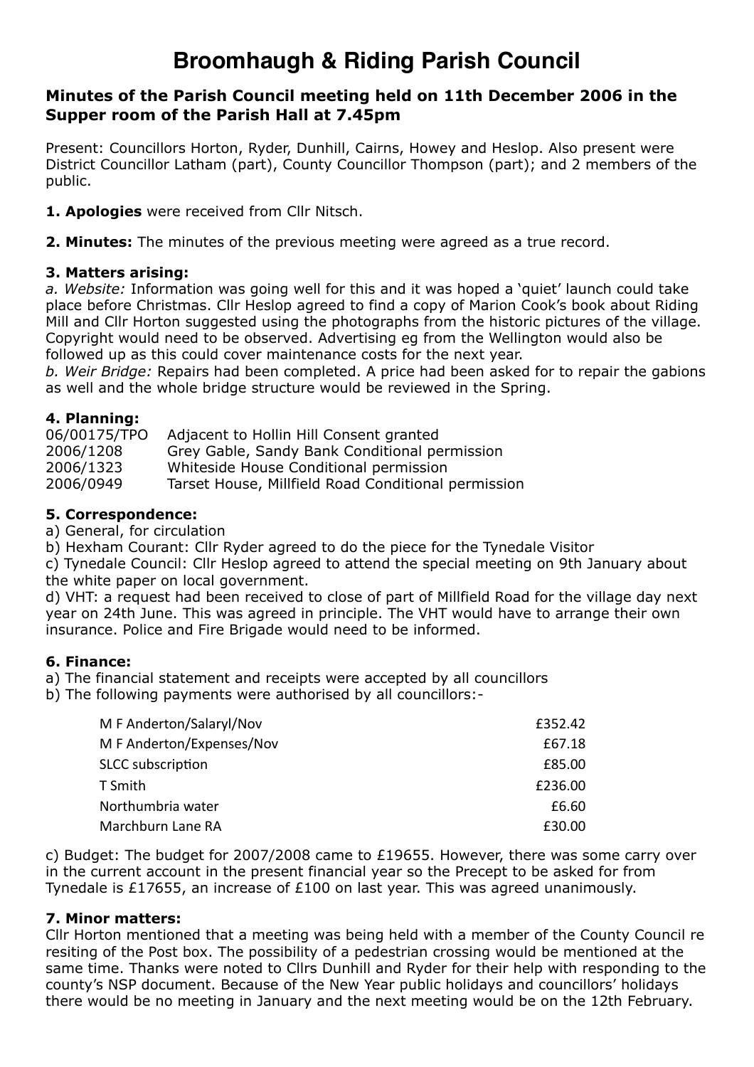# Broomhaugh & Riding Parish Council

### Minutes of the Parish Council meeting held on 11th December 2006 in the Supper room of the Parish Hall at 7.45pm

Present: Councillors Horton, Ryder, Dunhill, Cairns, Howey and Heslop. Also present were District Councillor Latham (part), County Councillor Thompson (part); and 2 members of the public.

**1. Apologies** were received from Cllr Nitsch.

**2. Minutes:** The minutes of the previous meeting were agreed as a true record.

**3. Matters arising:**

*a. Website:* Information was going well for this and it was hoped a 'quiet' launch could take place before Christmas. Cllr Heslop agreed to find a copy of Marion Cook's book about Riding Mill and Cllr Horton suggested using the photographs from the historic pictures of the village. Copyright would need to be observed. Advertising eg from the Wellington would also be followed up as this could cover maintenance costs for the next year.

*b. Weir Bridge:* Repairs had been completed. A price had been asked for to repair the gabions as well and the whole bridge structure would be reviewed in the Spring.

**4. Planning:**

| | |
|---|---|
| 06/00175/TPO | Adjacent to Hollin Hill Consent granted |
| 2006/1208 | Grey Gable, Sandy Bank Conditional permission |
| 2006/1323 | Whiteside House Conditional permission |
| 2006/0949 | Tarset House, Millfield Road Conditional permission |

**5. Correspondence:**

a) General, for circulation

b) Hexham Courant: Cllr Ryder agreed to do the piece for the Tynedale Visitor

c) Tynedale Council: Cllr Heslop agreed to attend the special meeting on 9th January about the white paper on local government.

d) VHT: a request had been received to close of part of Millfield Road for the village day next year on 24th June. This was agreed in principle. The VHT would have to arrange their own insurance. Police and Fire Brigade would need to be informed.

**6. Finance:**

a) The financial statement and receipts were accepted by all councillors

b) The following payments were authorised by all councillors:-

| | |
|---|---:|
| M F Anderton/Salaryl/Nov | £352.42 |
| M F Anderton/Expenses/Nov | £67.18 |
| SLCC subscription | £85.00 |
| T Smith | £236.00 |
| Northumbria water | £6.60 |
| Marchburn Lane RA | £30.00 |

c) Budget: The budget for 2007/2008 came to £19655. However, there was some carry over in the current account in the present financial year so the Precept to be asked for from Tynedale is £17655, an increase of £100 on last year. This was agreed unanimously.

**7. Minor matters:**

Cllr Horton mentioned that a meeting was being held with a member of the County Council re resiting of the Post box. The possibility of a pedestrian crossing would be mentioned at the same time. Thanks were noted to Cllrs Dunhill and Ryder for their help with responding to the county's NSP document. Because of the New Year public holidays and councillors' holidays there would be no meeting in January and the next meeting would be on the 12th February.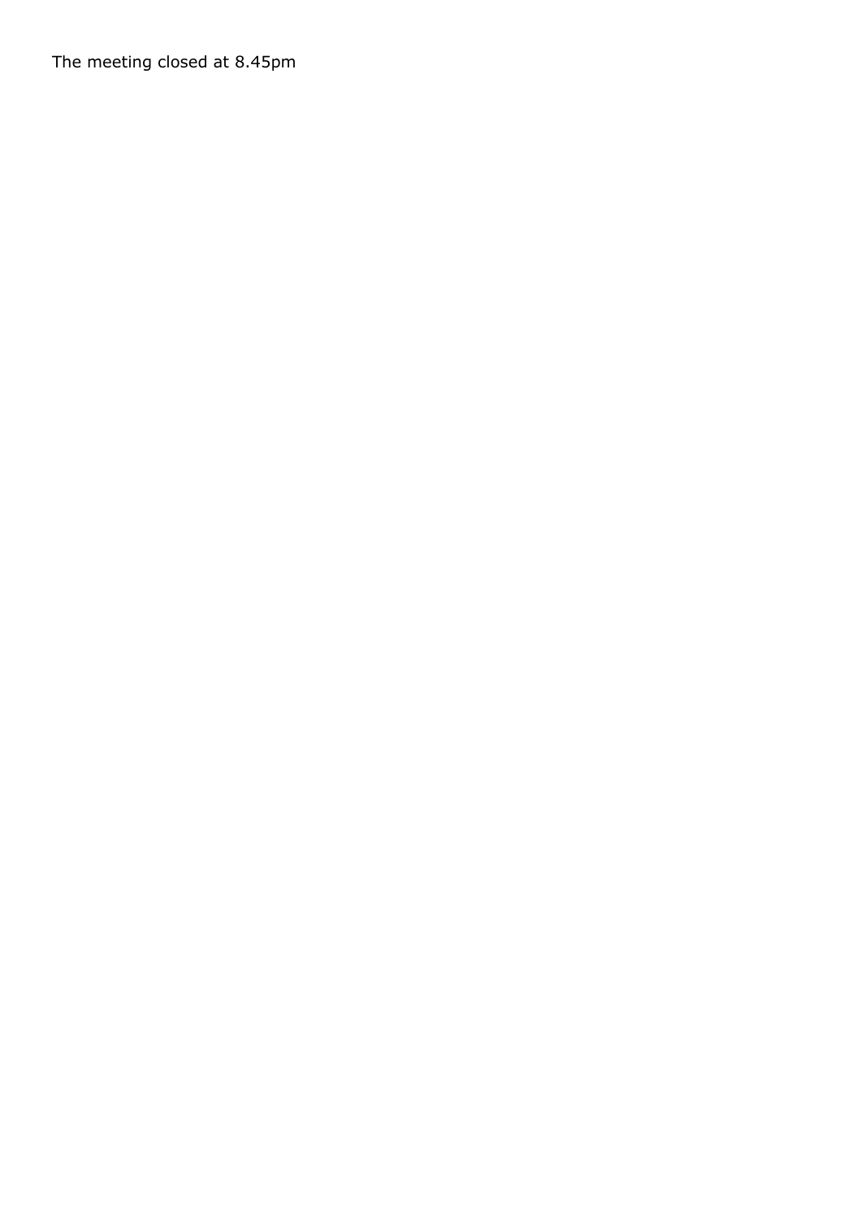The meeting closed at 8.45pm